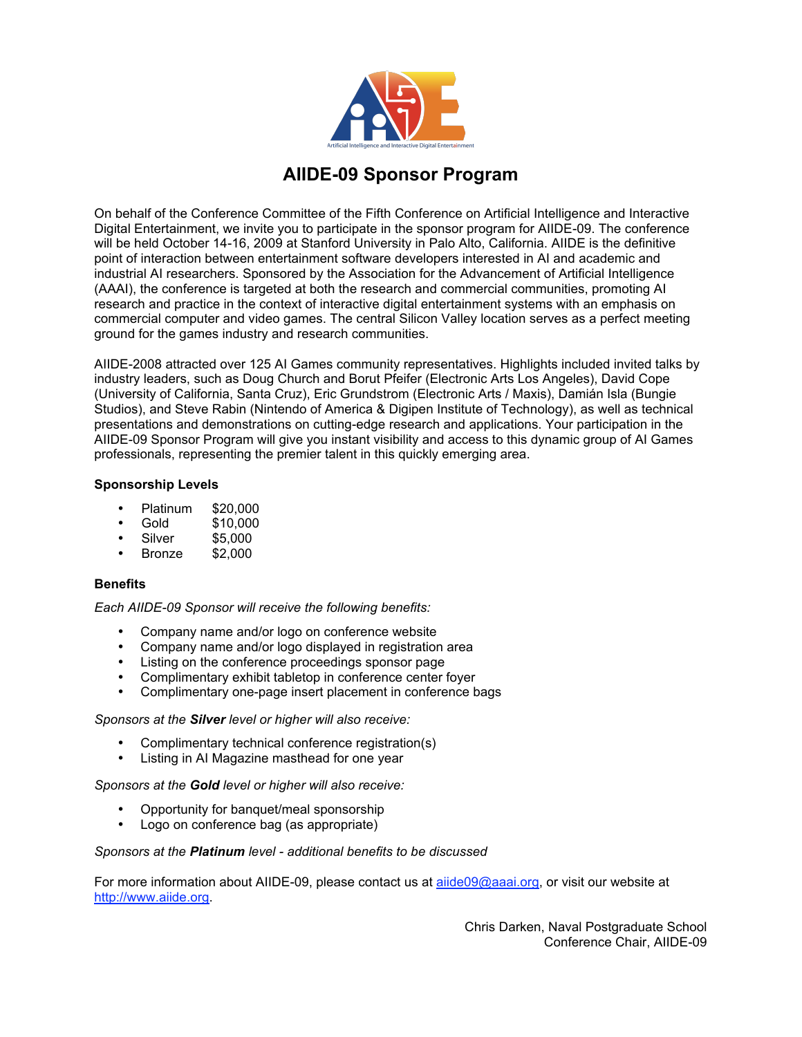# AIIDE-09 Sponsor Program

On behalf of the Conference Committee of the Fifth Conference on Artificial Intelligence and Interactive Digital Entertainment, we invite you to participate in the sponsor program for AIIDE-09. The conference will be held October 14-16, 2009 at Stanford University in Palo Alto, California. AIIDE is the definitive point of interaction between entertainment software developers interested in AI and academic and industrial AI researchers. Sponsored by the Association for the Advancement of Artificial Intelligence (AAAI), the conference is targeted at both the research and commercial communities, promoting AI research and practice in the context of interactive digital entertainment systems with an emphasis on commercial computer and video games. The central Silicon Valley location serves as a perfect meeting ground for the games industry and research communities.

AIIDE-2008 attracted over 125 AI Games community representatives. Highlights included invited talks by industry leaders, such as Doug Church and Borut Pfeifer (Electronic Arts Los Angeles), David Cope (University of California, Santa Cruz), Eric Grundstrom (Electronic Arts / Maxis), Damián Isla (Bungie Studios), and Steve Rabin (Nintendo of America & Digipen Institute of Technology), as well as technical presentations and demonstrations on cutting-edge research and applications. Your participation in the AIIDE-09 Sponsor Program will give you instant visibility and access to this dynamic group of AI Games professionals, representing the premier talent in this quickly emerging area.

### Sponsorship Levels

- Platinum $20,000
- Gold $10,000
- Silver $5,000
- Bronze $2,000

### Benefits

*Each AIIDE-09 Sponsor will receive the following benefits:*

- Company name and/or logo on conference website
- Company name and/or logo displayed in registration area
- Listing on the conference proceedings sponsor page
- Complimentary exhibit tabletop in conference center foyer
- Complimentary one-page insert placement in conference bags

*Sponsors at the **Silver** level or higher will also receive:*

- Complimentary technical conference registration(s)
- Listing in AI Magazine masthead for one year

*Sponsors at the **Gold** level or higher will also receive:*

- Opportunity for banquet/meal sponsorship
- Logo on conference bag (as appropriate)

*Sponsors at the **Platinum** level - additional benefits to be discussed*

For more information about AIIDE-09, please contact us at aiide09@aaai.org, or visit our website at http://www.aiide.org.

Chris Darken, Naval Postgraduate School
Conference Chair, AIIDE-09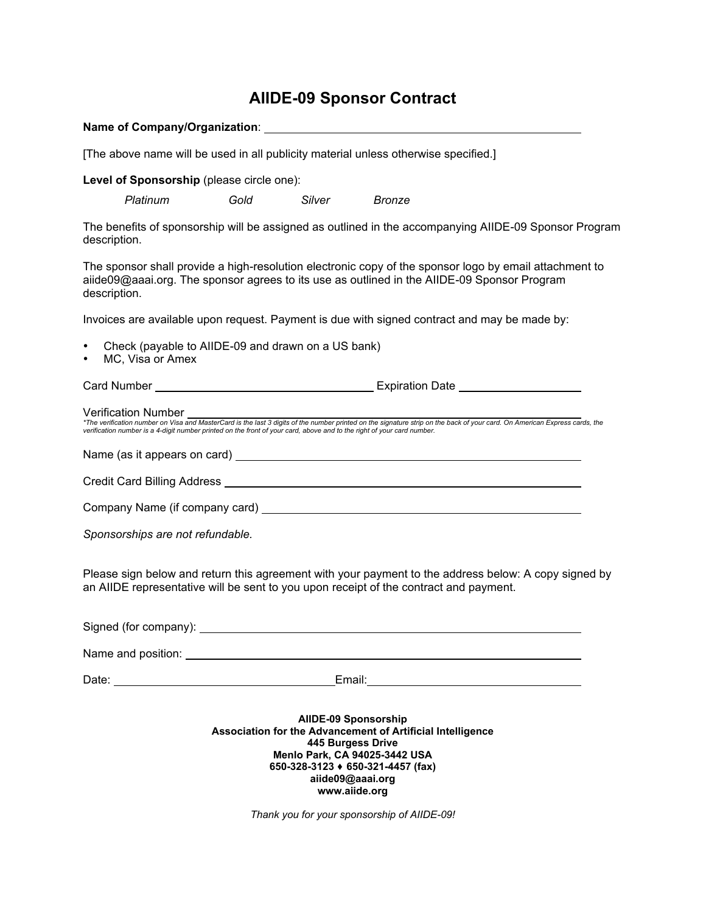# AIIDE-09 Sponsor Contract

**Name of Company/Organization**: ______________________________

[The above name will be used in all publicity material unless otherwise specified.]

**Level of Sponsorship** (please circle one):

*Platinum* *Gold* *Silver* *Bronze*

The benefits of sponsorship will be assigned as outlined in the accompanying AIIDE-09 Sponsor Program description.

The sponsor shall provide a high-resolution electronic copy of the sponsor logo by email attachment to aiide09@aaai.org. The sponsor agrees to its use as outlined in the AIIDE-09 Sponsor Program description.

Invoices are available upon request. Payment is due with signed contract and may be made by:

- Check (payable to AIIDE-09 and drawn on a US bank)
- MC, Visa or Amex

Card Number ______________________ Expiration Date ______________

Verification Number ______________________________

*\*The verification number on Visa and MasterCard is the last 3 digits of the number printed on the signature strip on the back of your card. On American Express cards, the verification number is a 4-digit number printed on the front of your card, above and to the right of your card number.*

Name (as it appears on card) ______________________________

Credit Card Billing Address ______________________________

Company Name (if company card) ______________________________

*Sponsorships are not refundable.*

Please sign below and return this agreement with your payment to the address below: A copy signed by an AIIDE representative will be sent to you upon receipt of the contract and payment.

Signed (for company): ______________________________

Name and position: ______________________________

Date: ______________________ Email: ______________________

**AIIDE-09 Sponsorship**
**Association for the Advancement of Artificial Intelligence**
**445 Burgess Drive**
**Menlo Park, CA 94025-3442 USA**
**650-328-3123 ♦ 650-321-4457 (fax)**
**aiide09@aaai.org**
**www.aiide.org**

*Thank you for your sponsorship of AIIDE-09!*